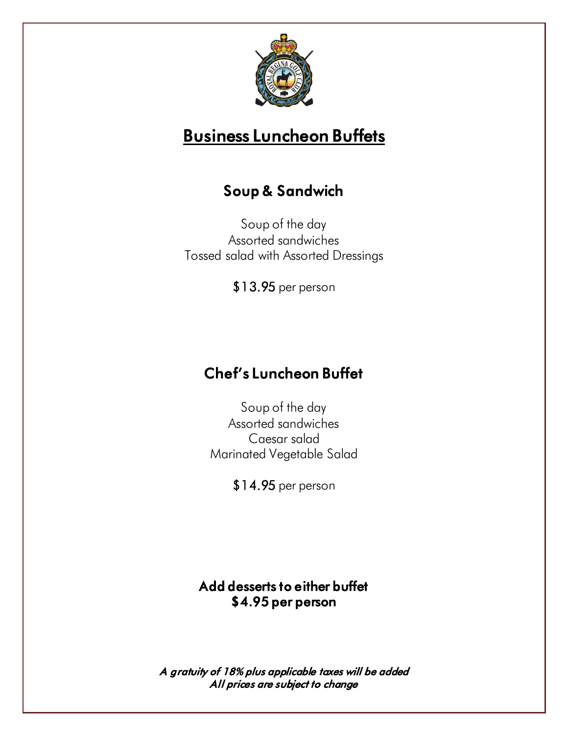# Business Luncheon Buffets

## Soup & Sandwich

Soup of the day
Assorted sandwiches
Tossed salad with Assorted Dressings

$13.95 per person

## Chef's Luncheon Buffet

Soup of the day
Assorted sandwiches
Caesar salad
Marinated Vegetable Salad

$14.95 per person

**Add desserts to either buffet**
**$4.95 per person**

***A gratuity of 18% plus applicable taxes will be added***
***All prices are subject to change***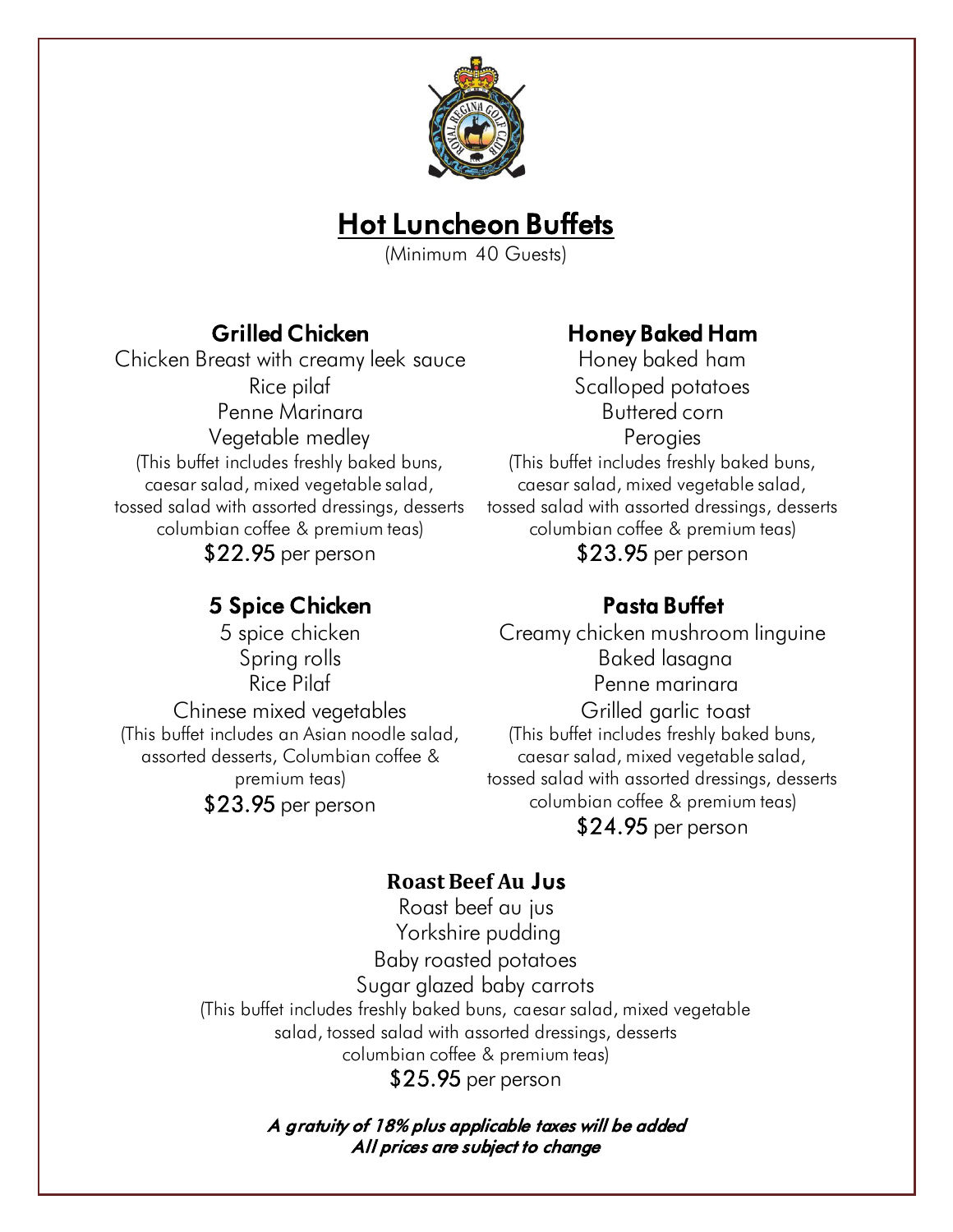# Hot Luncheon Buffets

(Minimum 40 Guests)

## Grilled Chicken

Chicken Breast with creamy leek sauce
Rice pilaf
Penne Marinara
Vegetable medley
(This buffet includes freshly baked buns, caesar salad, mixed vegetable salad, tossed salad with assorted dressings, desserts columbian coffee & premium teas)
$22.95 per person

## 5 Spice Chicken

5 spice chicken
Spring rolls
Rice Pilaf
Chinese mixed vegetables
(This buffet includes an Asian noodle salad, assorted desserts, Columbian coffee & premium teas)
$23.95 per person

## Honey Baked Ham

Honey baked ham
Scalloped potatoes
Buttered corn
Perogies
(This buffet includes freshly baked buns, caesar salad, mixed vegetable salad, tossed salad with assorted dressings, desserts columbian coffee & premium teas)
$23.95 per person

## Pasta Buffet

Creamy chicken mushroom linguine
Baked lasagna
Penne marinara
Grilled garlic toast
(This buffet includes freshly baked buns, caesar salad, mixed vegetable salad, tossed salad with assorted dressings, desserts columbian coffee & premium teas)
$24.95 per person

## Roast Beef Au Jus

Roast beef au jus
Yorkshire pudding
Baby roasted potatoes
Sugar glazed baby carrots
(This buffet includes freshly baked buns, caesar salad, mixed vegetable salad, tossed salad with assorted dressings, desserts columbian coffee & premium teas)
$25.95 per person

***A gratuity of 18% plus applicable taxes will be added***
***All prices are subject to change***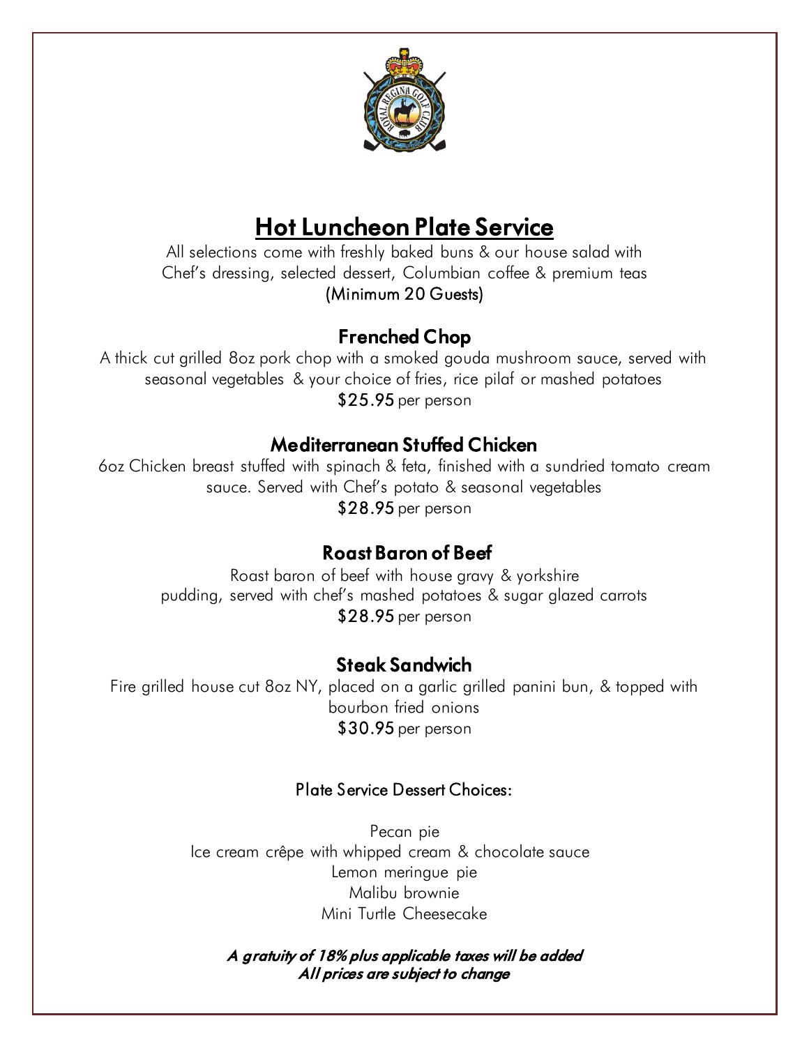# Hot Luncheon Plate Service

All selections come with freshly baked buns & our house salad with Chef's dressing, selected dessert, Columbian coffee & premium teas

(Minimum 20 Guests)

## Frenched Chop

A thick cut grilled 8oz pork chop with a smoked gouda mushroom sauce, served with seasonal vegetables & your choice of fries, rice pilaf or mashed potatoes

$25.95 per person

## Mediterranean Stuffed Chicken

6oz Chicken breast stuffed with spinach & feta, finished with a sundried tomato cream sauce. Served with Chef's potato & seasonal vegetables

$28.95 per person

## Roast Baron of Beef

Roast baron of beef with house gravy & yorkshire pudding, served with chef's mashed potatoes & sugar glazed carrots

$28.95 per person

## Steak Sandwich

Fire grilled house cut 8oz NY, placed on a garlic grilled panini bun, & topped with bourbon fried onions

$30.95 per person

### Plate Service Dessert Choices:

Pecan pie

Ice cream crêpe with whipped cream & chocolate sauce

Lemon meringue pie

Malibu brownie

Mini Turtle Cheesecake

***A gratuity of 18% plus applicable taxes will be added***

***All prices are subject to change***